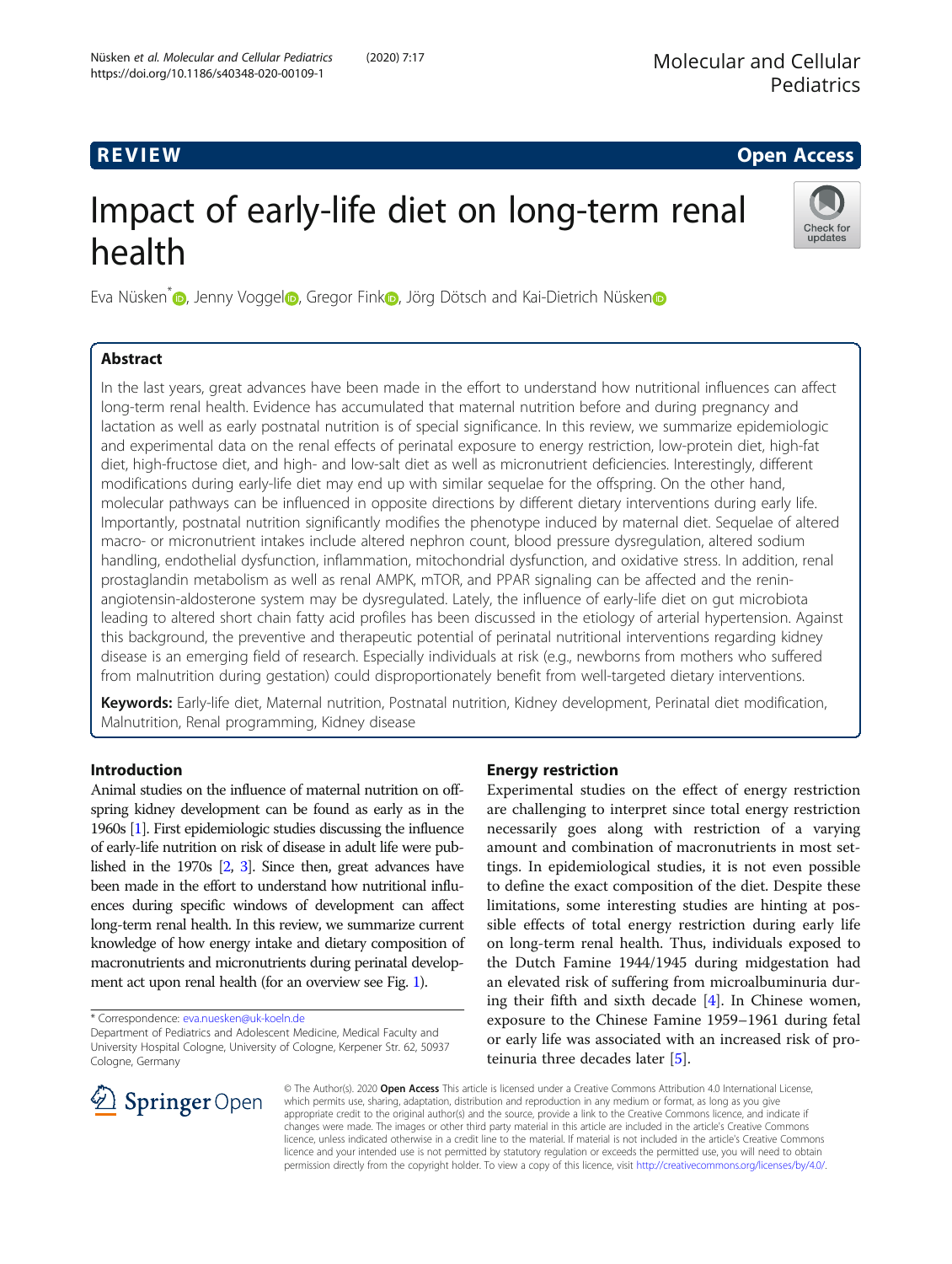REVIEW Open Access

# Impact of early-life diet on long-term renal health

Eva Nüsken*, Jenny Voggel, Gregor Fink, Jörg Dötsch and Kai-Dietrich Nüsken

## Abstract

In the last years, great advances have been made in the effort to understand how nutritional influences can affect long-term renal health. Evidence has accumulated that maternal nutrition before and during pregnancy and lactation as well as early postnatal nutrition is of special significance. In this review, we summarize epidemiologic and experimental data on the renal effects of perinatal exposure to energy restriction, low-protein diet, high-fat diet, high-fructose diet, and high- and low-salt diet as well as micronutrient deficiencies. Interestingly, different modifications during early-life diet may end up with similar sequelae for the offspring. On the other hand, molecular pathways can be influenced in opposite directions by different dietary interventions during early life. Importantly, postnatal nutrition significantly modifies the phenotype induced by maternal diet. Sequelae of altered macro- or micronutrient intakes include altered nephron count, blood pressure dysregulation, altered sodium handling, endothelial dysfunction, inflammation, mitochondrial dysfunction, and oxidative stress. In addition, renal prostaglandin metabolism as well as renal AMPK, mTOR, and PPAR signaling can be affected and the renin-angiotensin-aldosterone system may be dysregulated. Lately, the influence of early-life diet on gut microbiota leading to altered short chain fatty acid profiles has been discussed in the etiology of arterial hypertension. Against this background, the preventive and therapeutic potential of perinatal nutritional interventions regarding kidney disease is an emerging field of research. Especially individuals at risk (e.g., newborns from mothers who suffered from malnutrition during gestation) could disproportionately benefit from well-targeted dietary interventions.

**Keywords:** Early-life diet, Maternal nutrition, Postnatal nutrition, Kidney development, Perinatal diet modification, Malnutrition, Renal programming, Kidney disease

## Introduction

Animal studies on the influence of maternal nutrition on offspring kidney development can be found as early as in the 1960s [1]. First epidemiologic studies discussing the influence of early-life nutrition on risk of disease in adult life were published in the 1970s [2, 3]. Since then, great advances have been made in the effort to understand how nutritional influences during specific windows of development can affect long-term renal health. In this review, we summarize current knowledge of how energy intake and dietary composition of macronutrients and micronutrients during perinatal development act upon renal health (for an overview see Fig. 1).

* Correspondence: eva.nuesken@uk-koeln.de
Department of Pediatrics and Adolescent Medicine, Medical Faculty and University Hospital Cologne, University of Cologne, Kerpener Str. 62, 50937 Cologne, Germany

## Energy restriction

Experimental studies on the effect of energy restriction are challenging to interpret since total energy restriction necessarily goes along with restriction of a varying amount and combination of macronutrients in most settings. In epidemiological studies, it is not even possible to define the exact composition of the diet. Despite these limitations, some interesting studies are hinting at possible effects of total energy restriction during early life on long-term renal health. Thus, individuals exposed to the Dutch Famine 1944/1945 during midgestation had an elevated risk of suffering from microalbuminuria during their fifth and sixth decade [4]. In Chinese women, exposure to the Chinese Famine 1959–1961 during fetal or early life was associated with an increased risk of proteinuria three decades later [5].

© The Author(s). 2020 **Open Access** This article is licensed under a Creative Commons Attribution 4.0 International License, which permits use, sharing, adaptation, distribution and reproduction in any medium or format, as long as you give appropriate credit to the original author(s) and the source, provide a link to the Creative Commons licence, and indicate if changes were made. The images or other third party material in this article are included in the article's Creative Commons licence, unless indicated otherwise in a credit line to the material. If material is not included in the article's Creative Commons licence and your intended use is not permitted by statutory regulation or exceeds the permitted use, you will need to obtain permission directly from the copyright holder. To view a copy of this licence, visit http://creativecommons.org/licenses/by/4.0/.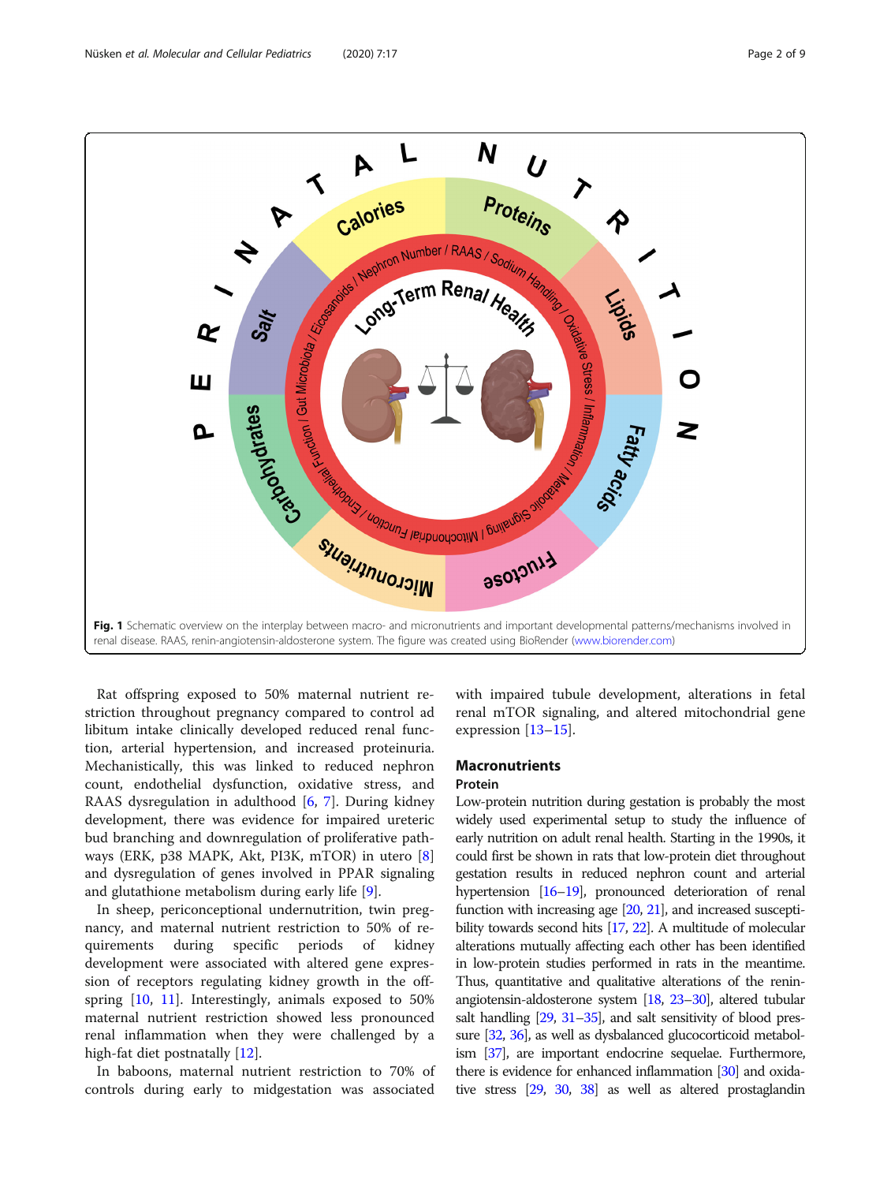Fig. 1 Schematic overview on the interplay between macro- and micronutrients and important developmental patterns/mechanisms involved in renal disease. RAAS, renin-angiotensin-aldosterone system. The figure was created using BioRender (www.biorender.com)

Rat offspring exposed to 50% maternal nutrient restriction throughout pregnancy compared to control ad libitum intake clinically developed reduced renal function, arterial hypertension, and increased proteinuria. Mechanistically, this was linked to reduced nephron count, endothelial dysfunction, oxidative stress, and RAAS dysregulation in adulthood [6, 7]. During kidney development, there was evidence for impaired ureteric bud branching and downregulation of proliferative pathways (ERK, p38 MAPK, Akt, PI3K, mTOR) in utero [8] and dysregulation of genes involved in PPAR signaling and glutathione metabolism during early life [9].

In sheep, periconceptional undernutrition, twin pregnancy, and maternal nutrient restriction to 50% of requirements during specific periods of kidney development were associated with altered gene expression of receptors regulating kidney growth in the offspring [10, 11]. Interestingly, animals exposed to 50% maternal nutrient restriction showed less pronounced renal inflammation when they were challenged by a high-fat diet postnatally [12].

In baboons, maternal nutrient restriction to 70% of controls during early to midgestation was associated with impaired tubule development, alterations in fetal renal mTOR signaling, and altered mitochondrial gene expression [13–15].

## Macronutrients

### Protein

Low-protein nutrition during gestation is probably the most widely used experimental setup to study the influence of early nutrition on adult renal health. Starting in the 1990s, it could first be shown in rats that low-protein diet throughout gestation results in reduced nephron count and arterial hypertension [16–19], pronounced deterioration of renal function with increasing age [20, 21], and increased susceptibility towards second hits [17, 22]. A multitude of molecular alterations mutually affecting each other has been identified in low-protein studies performed in rats in the meantime. Thus, quantitative and qualitative alterations of the renin-angiotensin-aldosterone system [18, 23–30], altered tubular salt handling [29, 31–35], and salt sensitivity of blood pressure [32, 36], as well as dysbalanced glucocorticoid metabolism [37], are important endocrine sequelae. Furthermore, there is evidence for enhanced inflammation [30] and oxidative stress [29, 30, 38] as well as altered prostaglandin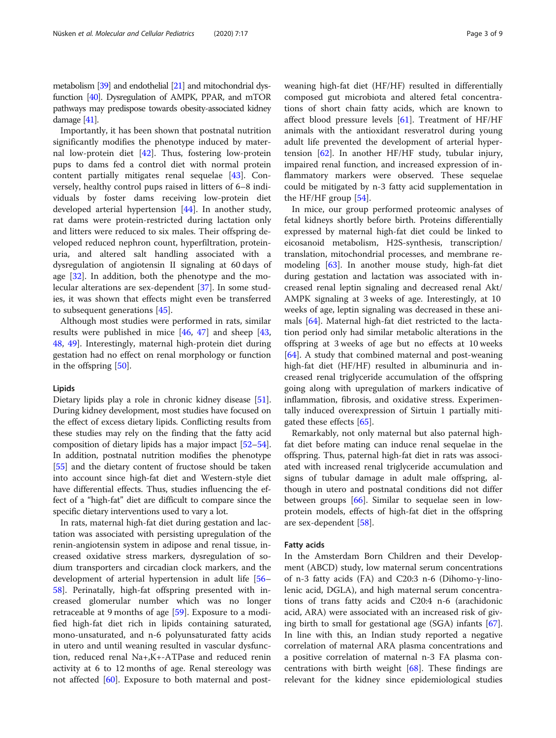metabolism [39] and endothelial [21] and mitochondrial dysfunction [40]. Dysregulation of AMPK, PPAR, and mTOR pathways may predispose towards obesity-associated kidney damage [41].

Importantly, it has been shown that postnatal nutrition significantly modifies the phenotype induced by maternal low-protein diet [42]. Thus, fostering low-protein pups to dams fed a control diet with normal protein content partially mitigates renal sequelae [43]. Conversely, healthy control pups raised in litters of 6–8 individuals by foster dams receiving low-protein diet developed arterial hypertension [44]. In another study, rat dams were protein-restricted during lactation only and litters were reduced to six males. Their offspring developed reduced nephron count, hyperfiltration, proteinuria, and altered salt handling associated with a dysregulation of angiotensin II signaling at 60 days of age [32]. In addition, both the phenotype and the molecular alterations are sex-dependent [37]. In some studies, it was shown that effects might even be transferred to subsequent generations [45].

Although most studies were performed in rats, similar results were published in mice [46, 47] and sheep [43, 48, 49]. Interestingly, maternal high-protein diet during gestation had no effect on renal morphology or function in the offspring [50].

#### Lipids

Dietary lipids play a role in chronic kidney disease [51]. During kidney development, most studies have focused on the effect of excess dietary lipids. Conflicting results from these studies may rely on the finding that the fatty acid composition of dietary lipids has a major impact [52–54]. In addition, postnatal nutrition modifies the phenotype [55] and the dietary content of fructose should be taken into account since high-fat diet and Western-style diet have differential effects. Thus, studies influencing the effect of a "high-fat" diet are difficult to compare since the specific dietary interventions used to vary a lot.

In rats, maternal high-fat diet during gestation and lactation was associated with persisting upregulation of the renin-angiotensin system in adipose and renal tissue, increased oxidative stress markers, dysregulation of sodium transporters and circadian clock markers, and the development of arterial hypertension in adult life [56–58]. Perinatally, high-fat offspring presented with increased glomerular number which was no longer retraceable at 9 months of age [59]. Exposure to a modified high-fat diet rich in lipids containing saturated, mono-unsaturated, and n-6 polyunsaturated fatty acids in utero and until weaning resulted in vascular dysfunction, reduced renal $Na^+$,$K^+$-ATPase and reduced renin activity at 6 to 12 months of age. Renal stereology was not affected [60]. Exposure to both maternal and post-weaning high-fat diet (HF/HF) resulted in differentially composed gut microbiota and altered fetal concentrations of short chain fatty acids, which are known to affect blood pressure levels [61]. Treatment of HF/HF animals with the antioxidant resveratrol during young adult life prevented the development of arterial hypertension [62]. In another HF/HF study, tubular injury, impaired renal function, and increased expression of inflammatory markers were observed. These sequelae could be mitigated by n-3 fatty acid supplementation in the HF/HF group [54].

In mice, our group performed proteomic analyses of fetal kidneys shortly before birth. Proteins differentially expressed by maternal high-fat diet could be linked to eicosanoid metabolism, H2S-synthesis, transcription/translation, mitochondrial processes, and membrane remodeling [63]. In another mouse study, high-fat diet during gestation and lactation was associated with increased renal leptin signaling and decreased renal Akt/AMPK signaling at 3 weeks of age. Interestingly, at 10 weeks of age, leptin signaling was decreased in these animals [64]. Maternal high-fat diet restricted to the lactation period only had similar metabolic alterations in the offspring at 3 weeks of age but no effects at 10 weeks [64]. A study that combined maternal and post-weaning high-fat diet (HF/HF) resulted in albuminuria and increased renal triglyceride accumulation of the offspring going along with upregulation of markers indicative of inflammation, fibrosis, and oxidative stress. Experimentally induced overexpression of Sirtuin 1 partially mitigated these effects [65].

Remarkably, not only maternal but also paternal high-fat diet before mating can induce renal sequelae in the offspring. Thus, paternal high-fat diet in rats was associated with increased renal triglyceride accumulation and signs of tubular damage in adult male offspring, although in utero and postnatal conditions did not differ between groups [66]. Similar to sequelae seen in low-protein models, effects of high-fat diet in the offspring are sex-dependent [58].

#### Fatty acids

In the Amsterdam Born Children and their Development (ABCD) study, low maternal serum concentrations of n-3 fatty acids (FA) and C20:3 n-6 (Dihomo-γ-linolenic acid, DGLA), and high maternal serum concentrations of trans fatty acids and C20:4 n-6 (arachidonic acid, ARA) were associated with an increased risk of giving birth to small for gestational age (SGA) infants [67]. In line with this, an Indian study reported a negative correlation of maternal ARA plasma concentrations and a positive correlation of maternal n-3 FA plasma concentrations with birth weight [68]. These findings are relevant for the kidney since epidemiological studies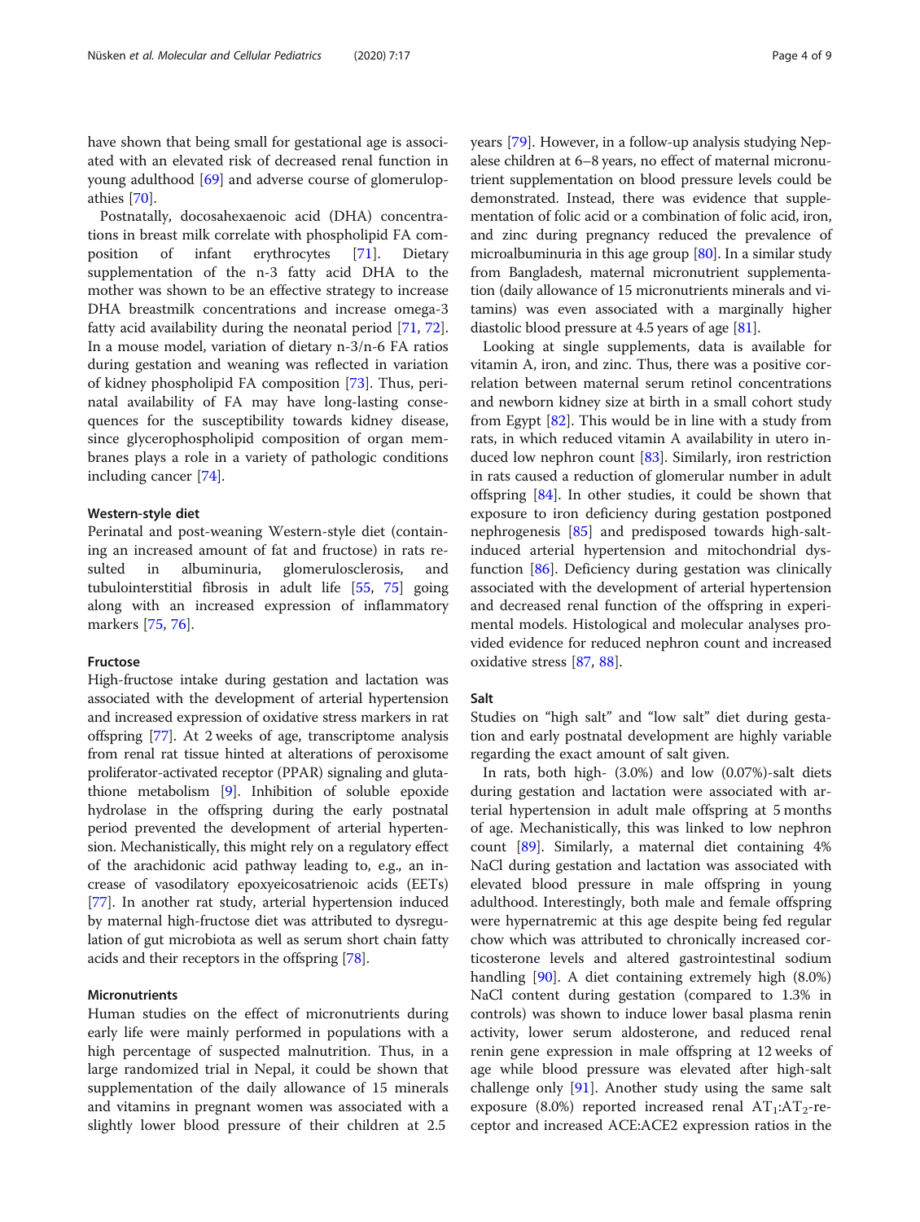have shown that being small for gestational age is associated with an elevated risk of decreased renal function in young adulthood [69] and adverse course of glomerulopathies [70].

Postnatally, docosahexaenoic acid (DHA) concentrations in breast milk correlate with phospholipid FA composition of infant erythrocytes [71]. Dietary supplementation of the n-3 fatty acid DHA to the mother was shown to be an effective strategy to increase DHA breastmilk concentrations and increase omega-3 fatty acid availability during the neonatal period [71, 72]. In a mouse model, variation of dietary n-3/n-6 FA ratios during gestation and weaning was reflected in variation of kidney phospholipid FA composition [73]. Thus, perinatal availability of FA may have long-lasting consequences for the susceptibility towards kidney disease, since glycerophospholipid composition of organ membranes plays a role in a variety of pathologic conditions including cancer [74].

#### Western-style diet

Perinatal and post-weaning Western-style diet (containing an increased amount of fat and fructose) in rats resulted in albuminuria, glomerulosclerosis, and tubulointerstitial fibrosis in adult life [55, 75] going along with an increased expression of inflammatory markers [75, 76].

#### Fructose

High-fructose intake during gestation and lactation was associated with the development of arterial hypertension and increased expression of oxidative stress markers in rat offspring [77]. At 2 weeks of age, transcriptome analysis from renal rat tissue hinted at alterations of peroxisome proliferator-activated receptor (PPAR) signaling and glutathione metabolism [9]. Inhibition of soluble epoxide hydrolase in the offspring during the early postnatal period prevented the development of arterial hypertension. Mechanistically, this might rely on a regulatory effect of the arachidonic acid pathway leading to, e.g., an increase of vasodilatory epoxyeicosatrienoic acids (EETs) [77]. In another rat study, arterial hypertension induced by maternal high-fructose diet was attributed to dysregulation of gut microbiota as well as serum short chain fatty acids and their receptors in the offspring [78].

#### Micronutrients

Human studies on the effect of micronutrients during early life were mainly performed in populations with a high percentage of suspected malnutrition. Thus, in a large randomized trial in Nepal, it could be shown that supplementation of the daily allowance of 15 minerals and vitamins in pregnant women was associated with a slightly lower blood pressure of their children at 2.5 years [79]. However, in a follow-up analysis studying Nepalese children at 6–8 years, no effect of maternal micronutrient supplementation on blood pressure levels could be demonstrated. Instead, there was evidence that supplementation of folic acid or a combination of folic acid, iron, and zinc during pregnancy reduced the prevalence of microalbuminuria in this age group [80]. In a similar study from Bangladesh, maternal micronutrient supplementation (daily allowance of 15 micronutrients minerals and vitamins) was even associated with a marginally higher diastolic blood pressure at 4.5 years of age [81].

Looking at single supplements, data is available for vitamin A, iron, and zinc. Thus, there was a positive correlation between maternal serum retinol concentrations and newborn kidney size at birth in a small cohort study from Egypt [82]. This would be in line with a study from rats, in which reduced vitamin A availability in utero induced low nephron count [83]. Similarly, iron restriction in rats caused a reduction of glomerular number in adult offspring [84]. In other studies, it could be shown that exposure to iron deficiency during gestation postponed nephrogenesis [85] and predisposed towards high-salt-induced arterial hypertension and mitochondrial dysfunction [86]. Deficiency during gestation was clinically associated with the development of arterial hypertension and decreased renal function of the offspring in experimental models. Histological and molecular analyses provided evidence for reduced nephron count and increased oxidative stress [87, 88].

#### Salt

Studies on "high salt" and "low salt" diet during gestation and early postnatal development are highly variable regarding the exact amount of salt given.

In rats, both high- (3.0%) and low (0.07%)-salt diets during gestation and lactation were associated with arterial hypertension in adult male offspring at 5 months of age. Mechanistically, this was linked to low nephron count [89]. Similarly, a maternal diet containing 4% NaCl during gestation and lactation was associated with elevated blood pressure in male offspring in young adulthood. Interestingly, both male and female offspring were hypernatremic at this age despite being fed regular chow which was attributed to chronically increased corticosterone levels and altered gastrointestinal sodium handling [90]. A diet containing extremely high (8.0%) NaCl content during gestation (compared to 1.3% in controls) was shown to induce lower basal plasma renin activity, lower serum aldosterone, and reduced renal renin gene expression in male offspring at 12 weeks of age while blood pressure was elevated after high-salt challenge only [91]. Another study using the same salt exposure (8.0%) reported increased renal $AT_1$:$AT_2$-receptor and increased ACE:ACE2 expression ratios in the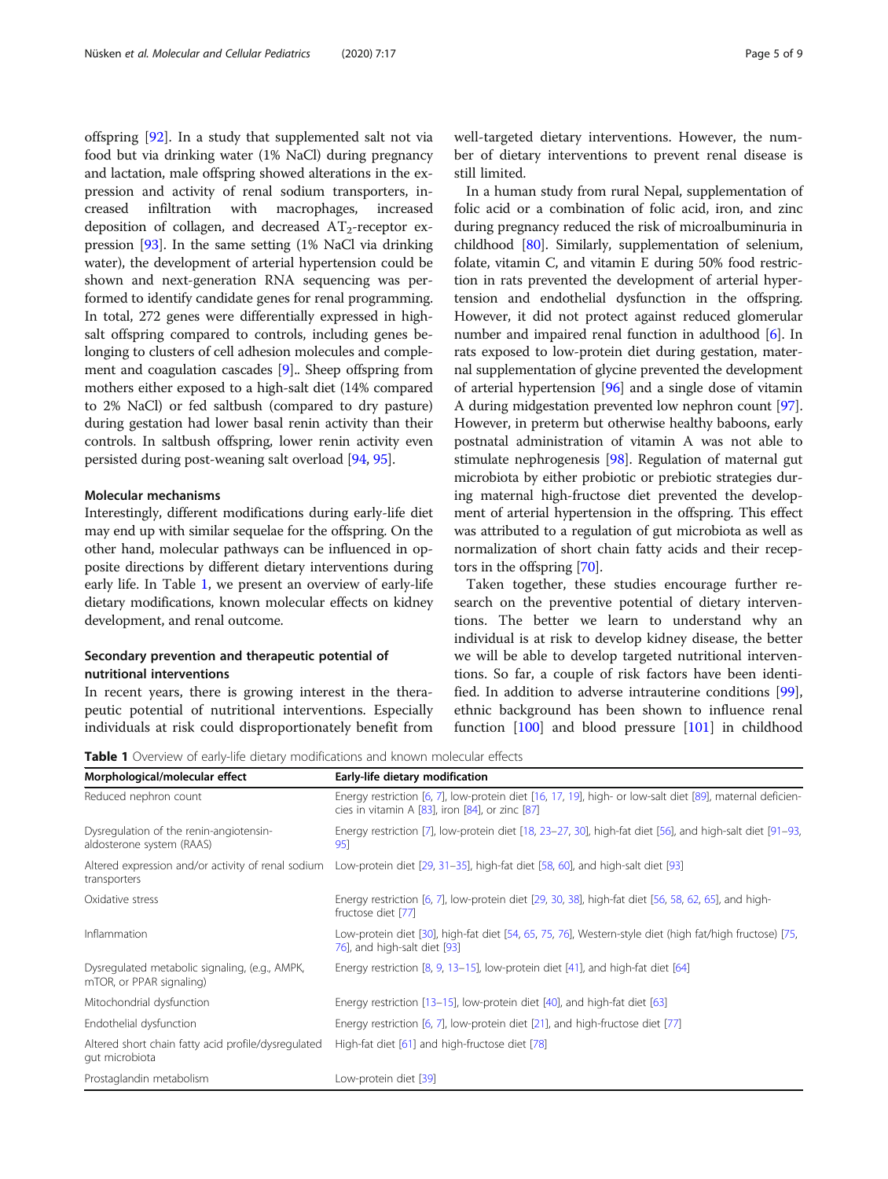offspring [92]. In a study that supplemented salt not via food but via drinking water (1% NaCl) during pregnancy and lactation, male offspring showed alterations in the expression and activity of renal sodium transporters, increased infiltration with macrophages, increased deposition of collagen, and decreased $AT_2$-receptor expression [93]. In the same setting (1% NaCl via drinking water), the development of arterial hypertension could be shown and next-generation RNA sequencing was performed to identify candidate genes for renal programming. In total, 272 genes were differentially expressed in high-salt offspring compared to controls, including genes belonging to clusters of cell adhesion molecules and complement and coagulation cascades [9].. Sheep offspring from mothers either exposed to a high-salt diet (14% compared to 2% NaCl) or fed saltbush (compared to dry pasture) during gestation had lower basal renin activity than their controls. In saltbush offspring, lower renin activity even persisted during post-weaning salt overload [94, 95].

### Molecular mechanisms

Interestingly, different modifications during early-life diet may end up with similar sequelae for the offspring. On the other hand, molecular pathways can be influenced in opposite directions by different dietary interventions during early life. In Table 1, we present an overview of early-life dietary modifications, known molecular effects on kidney development, and renal outcome.

## Secondary prevention and therapeutic potential of nutritional interventions

In recent years, there is growing interest in the therapeutic potential of nutritional interventions. Especially individuals at risk could disproportionately benefit from well-targeted dietary interventions. However, the number of dietary interventions to prevent renal disease is still limited.

In a human study from rural Nepal, supplementation of folic acid or a combination of folic acid, iron, and zinc during pregnancy reduced the risk of microalbuminuria in childhood [80]. Similarly, supplementation of selenium, folate, vitamin C, and vitamin E during 50% food restriction in rats prevented the development of arterial hypertension and endothelial dysfunction in the offspring. However, it did not protect against reduced glomerular number and impaired renal function in adulthood [6]. In rats exposed to low-protein diet during gestation, maternal supplementation of glycine prevented the development of arterial hypertension [96] and a single dose of vitamin A during midgestation prevented low nephron count [97]. However, in preterm but otherwise healthy baboons, early postnatal administration of vitamin A was not able to stimulate nephrogenesis [98]. Regulation of maternal gut microbiota by either probiotic or prebiotic strategies during maternal high-fructose diet prevented the development of arterial hypertension in the offspring. This effect was attributed to a regulation of gut microbiota as well as normalization of short chain fatty acids and their receptors in the offspring [70].

Taken together, these studies encourage further research on the preventive potential of dietary interventions. The better we learn to understand why an individual is at risk to develop kidney disease, the better we will be able to develop targeted nutritional interventions. So far, a couple of risk factors have been identified. In addition to adverse intrauterine conditions [99], ethnic background has been shown to influence renal function [100] and blood pressure [101] in childhood

**Table 1** Overview of early-life dietary modifications and known molecular effects

| Morphological/molecular effect | Early-life dietary modification |
|---|---|
| Reduced nephron count | Energy restriction [6, 7], low-protein diet [16, 17, 19], high- or low-salt diet [89], maternal deficiencies in vitamin A [83], iron [84], or zinc [87] |
| Dysregulation of the renin-angiotensin-aldosterone system (RAAS) | Energy restriction [7], low-protein diet [18, 23–27, 30], high-fat diet [56], and high-salt diet [91–93, 95] |
| Altered expression and/or activity of renal sodium transporters | Low-protein diet [29, 31–35], high-fat diet [58, 60], and high-salt diet [93] |
| Oxidative stress | Energy restriction [6, 7], low-protein diet [29, 30, 38], high-fat diet [56, 58, 62, 65], and high-fructose diet [77] |
| Inflammation | Low-protein diet [30], high-fat diet [54, 65, 75, 76], Western-style diet (high fat/high fructose) [75, 76], and high-salt diet [93] |
| Dysregulated metabolic signaling, (e.g., AMPK, mTOR, or PPAR signaling) | Energy restriction [8, 9, 13–15], low-protein diet [41], and high-fat diet [64] |
| Mitochondrial dysfunction | Energy restriction [13–15], low-protein diet [40], and high-fat diet [63] |
| Endothelial dysfunction | Energy restriction [6, 7], low-protein diet [21], and high-fructose diet [77] |
| Altered short chain fatty acid profile/dysregulated gut microbiota | High-fat diet [61] and high-fructose diet [78] |
| Prostaglandin metabolism | Low-protein diet [39] |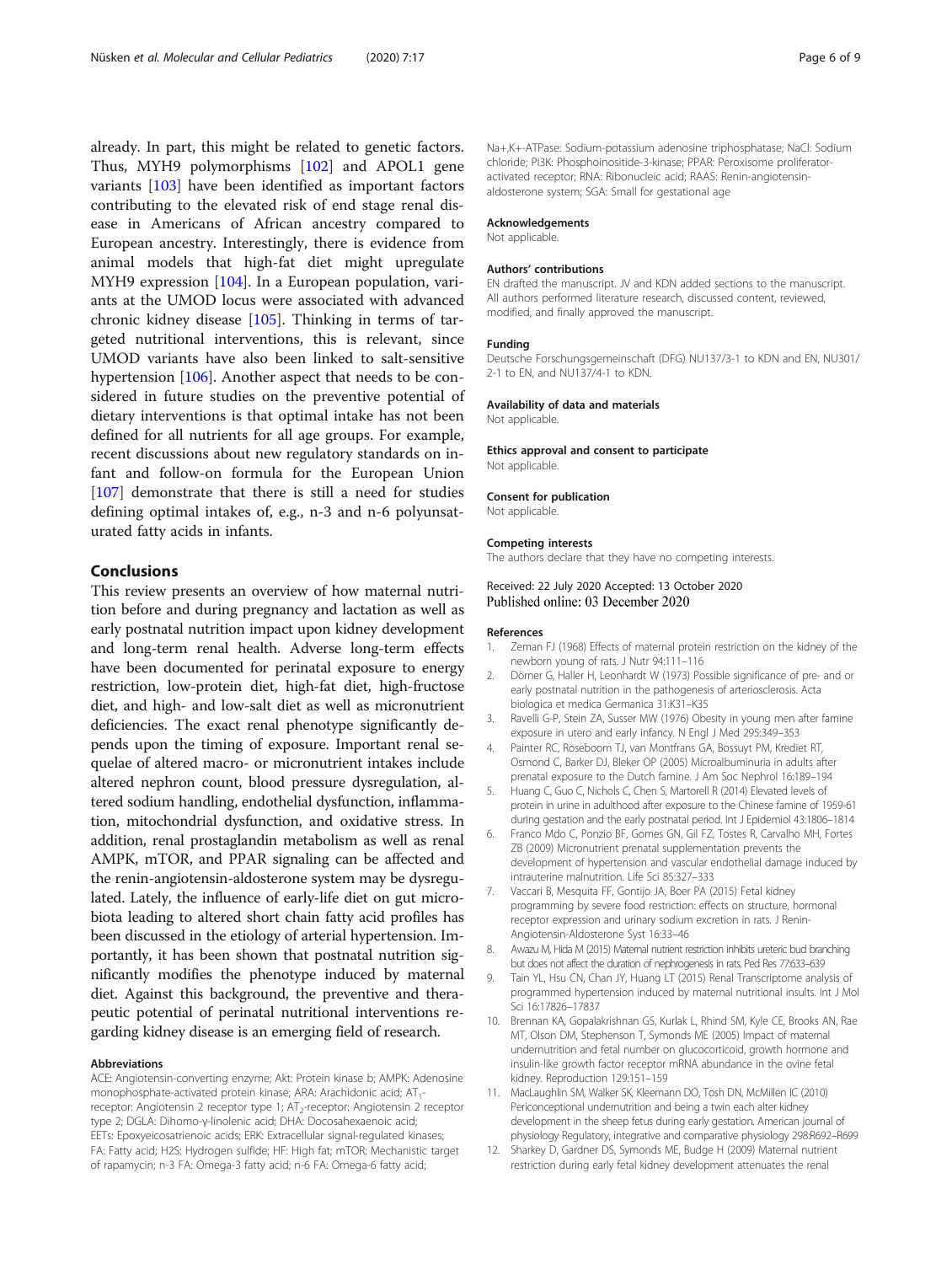already. In part, this might be related to genetic factors. Thus, MYH9 polymorphisms [102] and APOL1 gene variants [103] have been identified as important factors contributing to the elevated risk of end stage renal disease in Americans of African ancestry compared to European ancestry. Interestingly, there is evidence from animal models that high-fat diet might upregulate MYH9 expression [104]. In a European population, variants at the UMOD locus were associated with advanced chronic kidney disease [105]. Thinking in terms of targeted nutritional interventions, this is relevant, since UMOD variants have also been linked to salt-sensitive hypertension [106]. Another aspect that needs to be considered in future studies on the preventive potential of dietary interventions is that optimal intake has not been defined for all nutrients for all age groups. For example, recent discussions about new regulatory standards on infant and follow-on formula for the European Union [107] demonstrate that there is still a need for studies defining optimal intakes of, e.g., n-3 and n-6 polyunsaturated fatty acids in infants.

## Conclusions

This review presents an overview of how maternal nutrition before and during pregnancy and lactation as well as early postnatal nutrition impact upon kidney development and long-term renal health. Adverse long-term effects have been documented for perinatal exposure to energy restriction, low-protein diet, high-fat diet, high-fructose diet, and high- and low-salt diet as well as micronutrient deficiencies. The exact renal phenotype significantly depends upon the timing of exposure. Important renal sequelae of altered macro- or micronutrient intakes include altered nephron count, blood pressure dysregulation, altered sodium handling, endothelial dysfunction, inflammation, mitochondrial dysfunction, and oxidative stress. In addition, renal prostaglandin metabolism as well as renal AMPK, mTOR, and PPAR signaling can be affected and the renin-angiotensin-aldosterone system may be dysregulated. Lately, the influence of early-life diet on gut microbiota leading to altered short chain fatty acid profiles has been discussed in the etiology of arterial hypertension. Importantly, it has been shown that postnatal nutrition significantly modifies the phenotype induced by maternal diet. Against this background, the preventive and therapeutic potential of perinatal nutritional interventions regarding kidney disease is an emerging field of research.

### Abbreviations

ACE: Angiotensin-converting enzyme; Akt: Protein kinase b; AMPK: Adenosine monophosphate-activated protein kinase; ARA: Arachidonic acid; $AT_1$-receptor: Angiotensin 2 receptor type 1; $AT_2$-receptor: Angiotensin 2 receptor type 2; DGLA: Dihomo-γ-linolenic acid; DHA: Docosahexaenoic acid; EETs: Epoxyeicosatrienoic acids; ERK: Extracellular signal-regulated kinases; FA: Fatty acid; H2S: Hydrogen sulfide; HF: High fat; mTOR: Mechanistic target of rapamycin; n-3 FA: Omega-3 fatty acid; n-6 FA: Omega-6 fatty acid; Na+,K+-ATPase: Sodium-potassium adenosine triphosphatase; NaCl: Sodium chloride; PI3K: Phosphoinositide-3-kinase; PPAR: Peroxisome proliferator-activated receptor; RNA: Ribonucleic acid; RAAS: Renin-angiotensin-aldosterone system; SGA: Small for gestational age

### Acknowledgements

Not applicable.

### Authors' contributions

EN drafted the manuscript. JV and KDN added sections to the manuscript. All authors performed literature research, discussed content, reviewed, modified, and finally approved the manuscript.

### Funding

Deutsche Forschungsgemeinschaft (DFG) NU137/3-1 to KDN and EN, NU301/2-1 to EN, and NU137/4-1 to KDN.

### Availability of data and materials

Not applicable.

### Ethics approval and consent to participate

Not applicable.

### Consent for publication

Not applicable.

### Competing interests

The authors declare that they have no competing interests.

Received: 22 July 2020 Accepted: 13 October 2020
Published online: 03 December 2020

### References

1. Zeman FJ (1968) Effects of maternal protein restriction on the kidney of the newborn young of rats. J Nutr 94:111–116
2. Dörner G, Haller H, Leonhardt W (1973) Possible significance of pre- and or early postnatal nutrition in the pathogenesis of arteriosclerosis. Acta biologica et medica Germanica 31:K31–K35
3. Ravelli G-P, Stein ZA, Susser MW (1976) Obesity in young men after famine exposure in utero and early infancy. N Engl J Med 295:349–353
4. Painter RC, Roseboom TJ, van Montfrans GA, Bossuyt PM, Krediet RT, Osmond C, Barker DJ, Bleker OP (2005) Microalbuminuria in adults after prenatal exposure to the Dutch famine. J Am Soc Nephrol 16:189–194
5. Huang C, Guo C, Nichols C, Chen S, Martorell R (2014) Elevated levels of protein in urine in adulthood after exposure to the Chinese famine of 1959-61 during gestation and the early postnatal period. Int J Epidemiol 43:1806–1814
6. Franco Mdo C, Ponzio BF, Gomes GN, Gil FZ, Tostes R, Carvalho MH, Fortes ZB (2009) Micronutrient prenatal supplementation prevents the development of hypertension and vascular endothelial damage induced by intrauterine malnutrition. Life Sci 85:327–333
7. Vaccari B, Mesquita FF, Gontijo JA, Boer PA (2015) Fetal kidney programming by severe food restriction: effects on structure, hormonal receptor expression and urinary sodium excretion in rats. J Renin-Angiotensin-Aldosterone Syst 16:33–46
8. Awazu M, Hida M (2015) Maternal nutrient restriction inhibits ureteric bud branching but does not affect the duration of nephrogenesis in rats. Ped Res 77:633–639
9. Tain YL, Hsu CN, Chan JY, Huang LT (2015) Renal Transcriptome analysis of programmed hypertension induced by maternal nutritional insults. Int J Mol Sci 16:17826–17837
10. Brennan KA, Gopalakrishnan GS, Kurlak L, Rhind SM, Kyle CE, Brooks AN, Rae MT, Olson DM, Stephenson T, Symonds ME (2005) Impact of maternal undernutrition and fetal number on glucocorticoid, growth hormone and insulin-like growth factor receptor mRNA abundance in the ovine fetal kidney. Reproduction 129:151–159
11. MacLaughlin SM, Walker SK, Kleemann DO, Tosh DN, McMillen IC (2010) Periconceptional undernutrition and being a twin each alter kidney development in the sheep fetus during early gestation. American journal of physiology Regulatory, integrative and comparative physiology 298:R692–R699
12. Sharkey D, Gardner DS, Symonds ME, Budge H (2009) Maternal nutrient restriction during early fetal kidney development attenuates the renal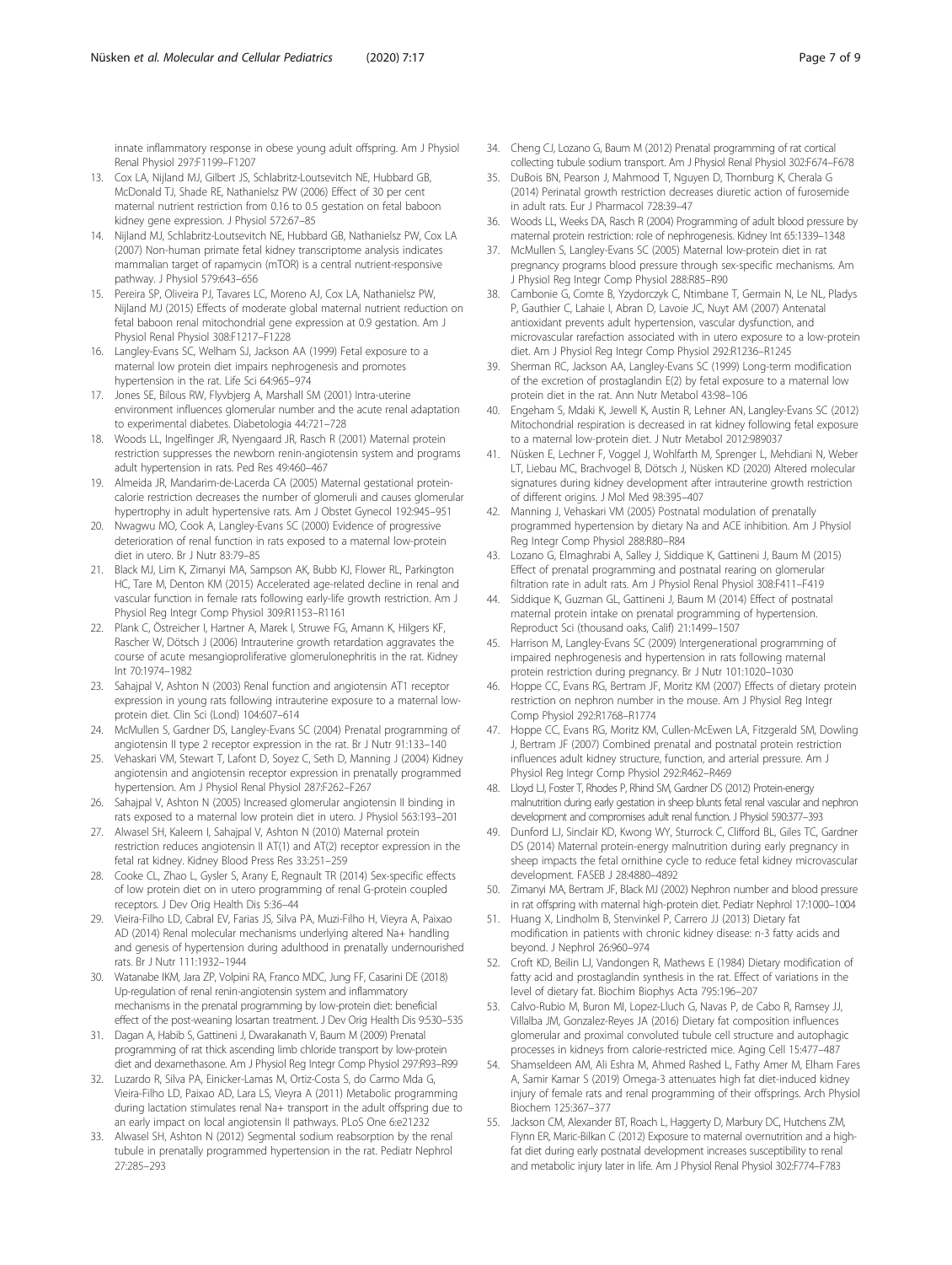innate inflammatory response in obese young adult offspring. Am J Physiol Renal Physiol 297:F1199–F1207

13. Cox LA, Nijland MJ, Gilbert JS, Schlabritz-Loutsevitch NE, Hubbard GB, McDonald TJ, Shade RE, Nathanielsz PW (2006) Effect of 30 per cent maternal nutrient restriction from 0.16 to 0.5 gestation on fetal baboon kidney gene expression. J Physiol 572:67–85
14. Nijland MJ, Schlabritz-Loutsevitch NE, Hubbard GB, Nathanielsz PW, Cox LA (2007) Non-human primate fetal kidney transcriptome analysis indicates mammalian target of rapamycin (mTOR) is a central nutrient-responsive pathway. J Physiol 579:643–656
15. Pereira SP, Oliveira PJ, Tavares LC, Moreno AJ, Cox LA, Nathanielsz PW, Nijland MJ (2015) Effects of moderate global maternal nutrient reduction on fetal baboon renal mitochondrial gene expression at 0.9 gestation. Am J Physiol Renal Physiol 308:F1217–F1228
16. Langley-Evans SC, Welham SJ, Jackson AA (1999) Fetal exposure to a maternal low protein diet impairs nephrogenesis and promotes hypertension in the rat. Life Sci 64:965–974
17. Jones SE, Bilous RW, Flyvbjerg A, Marshall SM (2001) Intra-uterine environment influences glomerular number and the acute renal adaptation to experimental diabetes. Diabetologia 44:721–728
18. Woods LL, Ingelfinger JR, Nyengaard JR, Rasch R (2001) Maternal protein restriction suppresses the newborn renin-angiotensin system and programs adult hypertension in rats. Ped Res 49:460–467
19. Almeida JR, Mandarim-de-Lacerda CA (2005) Maternal gestational protein-calorie restriction decreases the number of glomeruli and causes glomerular hypertrophy in adult hypertensive rats. Am J Obstet Gynecol 192:945–951
20. Nwagwu MO, Cook A, Langley-Evans SC (2000) Evidence of progressive deterioration of renal function in rats exposed to a maternal low-protein diet in utero. Br J Nutr 83:79–85
21. Black MJ, Lim K, Zimanyi MA, Sampson AK, Bubb KJ, Flower RL, Parkington HC, Tare M, Denton KM (2015) Accelerated age-related decline in renal and vascular function in female rats following early-life growth restriction. Am J Physiol Reg Integr Comp Physiol 309:R1153–R1161
22. Plank C, Östreicher I, Hartner A, Marek I, Struwe FG, Amann K, Hilgers KF, Rascher W, Dötsch J (2006) Intrauterine growth retardation aggravates the course of acute mesangioproliferative glomerulonephritis in the rat. Kidney Int 70:1974–1982
23. Sahajpal V, Ashton N (2003) Renal function and angiotensin AT1 receptor expression in young rats following intrauterine exposure to a maternal low-protein diet. Clin Sci (Lond) 104:607–614
24. McMullen S, Gardner DS, Langley-Evans SC (2004) Prenatal programming of angiotensin II type 2 receptor expression in the rat. Br J Nutr 91:133–140
25. Vehaskari VM, Stewart T, Lafont D, Soyez C, Seth D, Manning J (2004) Kidney angiotensin and angiotensin receptor expression in prenatally programmed hypertension. Am J Physiol Renal Physiol 287:F262–F267
26. Sahajpal V, Ashton N (2005) Increased glomerular angiotensin II binding in rats exposed to a maternal low protein diet in utero. J Physiol 563:193–201
27. Alwasel SH, Kaleem I, Sahajpal V, Ashton N (2010) Maternal protein restriction reduces angiotensin II AT(1) and AT(2) receptor expression in the fetal rat kidney. Kidney Blood Press Res 33:251–259
28. Cooke CL, Zhao L, Gysler S, Arany E, Regnault TR (2014) Sex-specific effects of low protein diet on in utero programming of renal G-protein coupled receptors. J Dev Orig Health Dis 5:36–44
29. Vieira-Filho LD, Cabral EV, Farias JS, Silva PA, Muzi-Filho H, Vieyra A, Paixao AD (2014) Renal molecular mechanisms underlying altered Na+ handling and genesis of hypertension during adulthood in prenatally undernourished rats. Br J Nutr 111:1932–1944
30. Watanabe IKM, Jara ZP, Volpini RA, Franco MDC, Jung FF, Casarini DE (2018) Up-regulation of renal renin-angiotensin system and inflammatory mechanisms in the prenatal programming by low-protein diet: beneficial effect of the post-weaning losartan treatment. J Dev Orig Health Dis 9:530–535
31. Dagan A, Habib S, Gattineni J, Dwarakanath V, Baum M (2009) Prenatal programming of rat thick ascending limb chloride transport by low-protein diet and dexamethasone. Am J Physiol Reg Integr Comp Physiol 297:R93–R99
32. Luzardo R, Silva PA, Einicker-Lamas M, Ortiz-Costa S, do Carmo Mda G, Vieira-Filho LD, Paixao AD, Lara LS, Vieyra A (2011) Metabolic programming during lactation stimulates renal Na+ transport in the adult offspring due to an early impact on local angiotensin II pathways. PLoS One 6:e21232
33. Alwasel SH, Ashton N (2012) Segmental sodium reabsorption by the renal tubule in prenatally programmed hypertension in the rat. Pediatr Nephrol 27:285–293
34. Cheng CJ, Lozano G, Baum M (2012) Prenatal programming of rat cortical collecting tubule sodium transport. Am J Physiol Renal Physiol 302:F674–F678
35. DuBois BN, Pearson J, Mahmood T, Nguyen D, Thornburg K, Cherala G (2014) Perinatal growth restriction decreases diuretic action of furosemide in adult rats. Eur J Pharmacol 728:39–47
36. Woods LL, Weeks DA, Rasch R (2004) Programming of adult blood pressure by maternal protein restriction: role of nephrogenesis. Kidney Int 65:1339–1348
37. McMullen S, Langley-Evans SC (2005) Maternal low-protein diet in rat pregnancy programs blood pressure through sex-specific mechanisms. Am J Physiol Reg Integr Comp Physiol 288:R85–R90
38. Cambonie G, Comte B, Yzydorczyk C, Ntimbane T, Germain N, Le NL, Pladys P, Gauthier C, Lahaie I, Abran D, Lavoie JC, Nuyt AM (2007) Antenatal antioxidant prevents adult hypertension, vascular dysfunction, and microvascular rarefaction associated with in utero exposure to a low-protein diet. Am J Physiol Reg Integr Comp Physiol 292:R1236–R1245
39. Sherman RC, Jackson AA, Langley-Evans SC (1999) Long-term modification of the excretion of prostaglandin E(2) by fetal exposure to a maternal low protein diet in the rat. Ann Nutr Metabol 43:98–106
40. Engeham S, Mdaki K, Jewell K, Austin R, Lehner AN, Langley-Evans SC (2012) Mitochondrial respiration is decreased in rat kidney following fetal exposure to a maternal low-protein diet. J Nutr Metabol 2012:989037
41. Nüsken E, Lechner F, Voggel J, Wohlfarth M, Sprenger L, Mehdiani N, Weber LT, Liebau MC, Brachvogel B, Dötsch J, Nüsken KD (2020) Altered molecular signatures during kidney development after intrauterine growth restriction of different origins. J Mol Med 98:395–407
42. Manning J, Vehaskari VM (2005) Postnatal modulation of prenatally programmed hypertension by dietary Na and ACE inhibition. Am J Physiol Reg Integr Comp Physiol 288:R80–R84
43. Lozano G, Elmaghrabi A, Salley J, Siddique K, Gattineni J, Baum M (2015) Effect of prenatal programming and postnatal rearing on glomerular filtration rate in adult rats. Am J Physiol Renal Physiol 308:F411–F419
44. Siddique K, Guzman GL, Gattineni J, Baum M (2014) Effect of postnatal maternal protein intake on prenatal programming of hypertension. Reproduct Sci (thousand oaks, Calif) 21:1499–1507
45. Harrison M, Langley-Evans SC (2009) Intergenerational programming of impaired nephrogenesis and hypertension in rats following maternal protein restriction during pregnancy. Br J Nutr 101:1020–1030
46. Hoppe CC, Evans RG, Bertram JF, Moritz KM (2007) Effects of dietary protein restriction on nephron number in the mouse. Am J Physiol Reg Integr Comp Physiol 292:R1768–R1774
47. Hoppe CC, Evans RG, Moritz KM, Cullen-McEwen LA, Fitzgerald SM, Dowling J, Bertram JF (2007) Combined prenatal and postnatal protein restriction influences adult kidney structure, function, and arterial pressure. Am J Physiol Reg Integr Comp Physiol 292:R462–R469
48. Lloyd LJ, Foster T, Rhodes P, Rhind SM, Gardner DS (2012) Protein-energy malnutrition during early gestation in sheep blunts fetal renal vascular and nephron development and compromises adult renal function. J Physiol 590:377–393
49. Dunford LJ, Sinclair KD, Kwong WY, Sturrock C, Clifford BL, Giles TC, Gardner DS (2014) Maternal protein-energy malnutrition during early pregnancy in sheep impacts the fetal ornithine cycle to reduce fetal kidney microvascular development. FASEB J 28:4880–4892
50. Zimanyi MA, Bertram JF, Black MJ (2002) Nephron number and blood pressure in rat offspring with maternal high-protein diet. Pediatr Nephrol 17:1000–1004
51. Huang X, Lindholm B, Stenvinkel P, Carrero JJ (2013) Dietary fat modification in patients with chronic kidney disease: n-3 fatty acids and beyond. J Nephrol 26:960–974
52. Croft KD, Beilin LJ, Vandongen R, Mathews E (1984) Dietary modification of fatty acid and prostaglandin synthesis in the rat. Effect of variations in the level of dietary fat. Biochim Biophys Acta 795:196–207
53. Calvo-Rubio M, Buron MI, Lopez-Lluch G, Navas P, de Cabo R, Ramsey JJ, Villalba JM, Gonzalez-Reyes JA (2016) Dietary fat composition influences glomerular and proximal convoluted tubule cell structure and autophagic processes in kidneys from calorie-restricted mice. Aging Cell 15:477–487
54. Shamseldeen AM, Ali Eshra M, Ahmed Rashed L, Fathy Amer M, Elham Fares A, Samir Kamar S (2019) Omega-3 attenuates high fat diet-induced kidney injury of female rats and renal programming of their offsprings. Arch Physiol Biochem 125:367–377
55. Jackson CM, Alexander BT, Roach L, Haggerty D, Marbury DC, Hutchens ZM, Flynn ER, Maric-Bilkan C (2012) Exposure to maternal overnutrition and a high-fat diet during early postnatal development increases susceptibility to renal and metabolic injury later in life. Am J Physiol Renal Physiol 302:F774–F783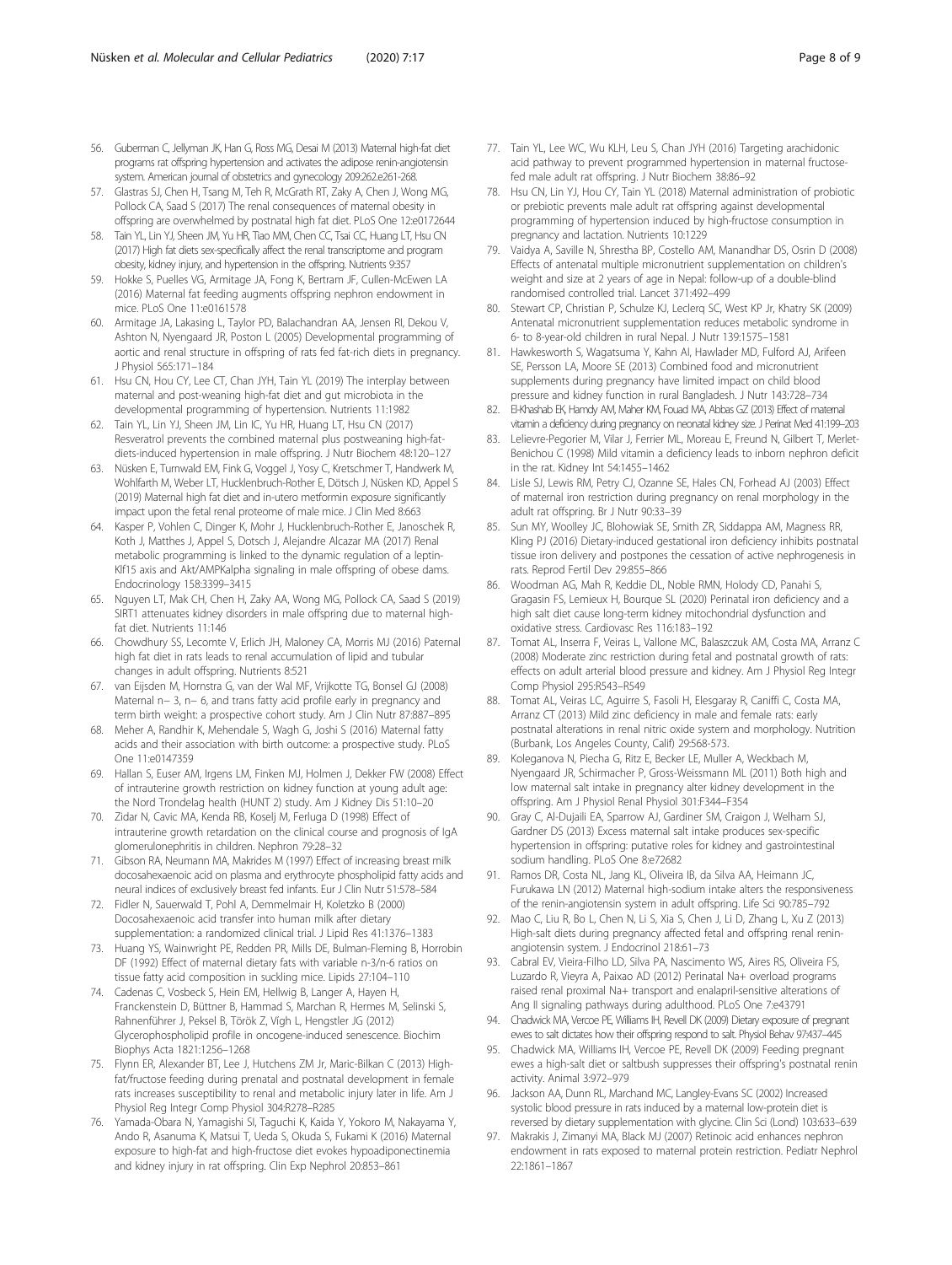56. Guberman C, Jellyman JK, Han G, Ross MG, Desai M (2013) Maternal high-fat diet programs rat offspring hypertension and activates the adipose renin-angiotensin system. American journal of obstetrics and gynecology 209:262.e261-268.
57. Glastras SJ, Chen H, Tsang M, Teh R, McGrath RT, Zaky A, Chen J, Wong MG, Pollock CA, Saad S (2017) The renal consequences of maternal obesity in offspring are overwhelmed by postnatal high fat diet. PLoS One 12:e0172644
58. Tain YL, Lin YJ, Sheen JM, Yu HR, Tiao MM, Chen CC, Tsai CC, Huang LT, Hsu CN (2017) High fat diets sex-specifically affect the renal transcriptome and program obesity, kidney injury, and hypertension in the offspring. Nutrients 9:357
59. Hokke S, Puelles VG, Armitage JA, Fong K, Bertram JF, Cullen-McEwen LA (2016) Maternal fat feeding augments offspring nephron endowment in mice. PLoS One 11:e0161578
60. Armitage JA, Lakasing L, Taylor PD, Balachandran AA, Jensen RI, Dekou V, Ashton N, Nyengaard JR, Poston L (2005) Developmental programming of aortic and renal structure in offspring of rats fed fat-rich diets in pregnancy. J Physiol 565:171–184
61. Hsu CN, Hou CY, Lee CT, Chan JYH, Tain YL (2019) The interplay between maternal and post-weaning high-fat diet and gut microbiota in the developmental programming of hypertension. Nutrients 11:1982
62. Tain YL, Lin YJ, Sheen JM, Lin IC, Yu HR, Huang LT, Hsu CN (2017) Resveratrol prevents the combined maternal plus postweaning high-fat-diets-induced hypertension in male offspring. J Nutr Biochem 48:120–127
63. Nüsken E, Turnwald EM, Fink G, Voggel J, Yosy C, Kretschmer T, Handwerk M, Wohlfarth M, Weber LT, Hucklenbruch-Rother E, Dötsch J, Nüsken KD, Appel S (2019) Maternal high fat diet and in-utero metformin exposure significantly impact upon the fetal renal proteome of male mice. J Clin Med 8:663
64. Kasper P, Vohlen C, Dinger K, Mohr J, Hucklenbruch-Rother E, Janoschek R, Koth J, Matthes J, Appel S, Dotsch J, Alejandre Alcazar MA (2017) Renal metabolic programming is linked to the dynamic regulation of a leptin-Klf15 axis and Akt/AMPKalpha signaling in male offspring of obese dams. Endocrinology 158:3399–3415
65. Nguyen LT, Mak CH, Chen H, Zaky AA, Wong MG, Pollock CA, Saad S (2019) SIRT1 attenuates kidney disorders in male offspring due to maternal high-fat diet. Nutrients 11:146
66. Chowdhury SS, Lecomte V, Erlich JH, Maloney CA, Morris MJ (2016) Paternal high fat diet in rats leads to renal accumulation of lipid and tubular changes in adult offspring. Nutrients 8:521
67. van Eijsden M, Hornstra G, van der Wal MF, Vrijkotte TG, Bonsel GJ (2008) Maternal n− 3, n− 6, and trans fatty acid profile early in pregnancy and term birth weight: a prospective cohort study. Am J Clin Nutr 87:887–895
68. Meher A, Randhir K, Mehendale S, Wagh G, Joshi S (2016) Maternal fatty acids and their association with birth outcome: a prospective study. PLoS One 11:e0147359
69. Hallan S, Euser AM, Irgens LM, Finken MJ, Holmen J, Dekker FW (2008) Effect of intrauterine growth restriction on kidney function at young adult age: the Nord Trondelag health (HUNT 2) study. Am J Kidney Dis 51:10–20
70. Zidar N, Cavic MA, Kenda RB, Koselj M, Ferluga D (1998) Effect of intrauterine growth retardation on the clinical course and prognosis of IgA glomerulonephritis in children. Nephron 79:28–32
71. Gibson RA, Neumann MA, Makrides M (1997) Effect of increasing breast milk docosahexaenoic acid on plasma and erythrocyte phospholipid fatty acids and neural indices of exclusively breast fed infants. Eur J Clin Nutr 51:578–584
72. Fidler N, Sauerwald T, Pohl A, Demmelmair H, Koletzko B (2000) Docosahexaenoic acid transfer into human milk after dietary supplementation: a randomized clinical trial. J Lipid Res 41:1376–1383
73. Huang YS, Wainwright PE, Redden PR, Mills DE, Bulman-Fleming B, Horrobin DF (1992) Effect of maternal dietary fats with variable n-3/n-6 ratios on tissue fatty acid composition in suckling mice. Lipids 27:104–110
74. Cadenas C, Vosbeck S, Hein EM, Hellwig B, Langer A, Hayen H, Franckenstein D, Büttner B, Hammad S, Marchan R, Hermes M, Selinski S, Rahnenführer J, Peksel B, Török Z, Vígh L, Hengstler JG (2012) Glycerophospholipid profile in oncogene-induced senescence. Biochim Biophys Acta 1821:1256–1268
75. Flynn ER, Alexander BT, Lee J, Hutchens ZM Jr, Maric-Bilkan C (2013) High-fat/fructose feeding during prenatal and postnatal development in female rats increases susceptibility to renal and metabolic injury later in life. Am J Physiol Reg Integr Comp Physiol 304:R278–R285
76. Yamada-Obara N, Yamagishi SI, Taguchi K, Kaida Y, Yokoro M, Nakayama Y, Ando R, Asanuma K, Matsui T, Ueda S, Okuda S, Fukami K (2016) Maternal exposure to high-fat and high-fructose diet evokes hypoadiponectinemia and kidney injury in rat offspring. Clin Exp Nephrol 20:853–861
77. Tain YL, Lee WC, Wu KLH, Leu S, Chan JYH (2016) Targeting arachidonic acid pathway to prevent programmed hypertension in maternal fructose-fed male adult rat offspring. J Nutr Biochem 38:86–92
78. Hsu CN, Lin YJ, Hou CY, Tain YL (2018) Maternal administration of probiotic or prebiotic prevents male adult rat offspring against developmental programming of hypertension induced by high-fructose consumption in pregnancy and lactation. Nutrients 10:1229
79. Vaidya A, Saville N, Shrestha BP, Costello AM, Manandhar DS, Osrin D (2008) Effects of antenatal multiple micronutrient supplementation on children's weight and size at 2 years of age in Nepal: follow-up of a double-blind randomised controlled trial. Lancet 371:492–499
80. Stewart CP, Christian P, Schulze KJ, Leclerq SC, West KP Jr, Khatry SK (2009) Antenatal micronutrient supplementation reduces metabolic syndrome in 6- to 8-year-old children in rural Nepal. J Nutr 139:1575–1581
81. Hawkesworth S, Wagatsuma Y, Kahn AI, Hawlader MD, Fulford AJ, Arifeen SE, Persson LA, Moore SE (2013) Combined food and micronutrient supplements during pregnancy have limited impact on child blood pressure and kidney function in rural Bangladesh. J Nutr 143:728–734
82. El-Khashab EK, Hamdy AM, Maher KM, Fouad MA, Abbas GZ (2013) Effect of maternal vitamin a deficiency during pregnancy on neonatal kidney size. J Perinat Med 41:199–203
83. Lelievre-Pegorier M, Vilar J, Ferrier ML, Moreau E, Freund N, Gilbert T, Merlet-Benichou C (1998) Mild vitamin a deficiency leads to inborn nephron deficit in the rat. Kidney Int 54:1455–1462
84. Lisle SJ, Lewis RM, Petry CJ, Ozanne SE, Hales CN, Forhead AJ (2003) Effect of maternal iron restriction during pregnancy on renal morphology in the adult rat offspring. Br J Nutr 90:33–39
85. Sun MY, Woolley JC, Blohowiak SE, Smith ZR, Siddappa AM, Magness RR, Kling PJ (2016) Dietary-induced gestational iron deficiency inhibits postnatal tissue iron delivery and postpones the cessation of active nephrogenesis in rats. Reprod Fertil Dev 29:855–866
86. Woodman AG, Mah R, Keddie DL, Noble RMN, Holody CD, Panahi S, Gragasin FS, Lemieux H, Bourque SL (2020) Perinatal iron deficiency and a high salt diet cause long-term kidney mitochondrial dysfunction and oxidative stress. Cardiovasc Res 116:183–192
87. Tomat AL, Inserra F, Veiras L, Vallone MC, Balaszczuk AM, Costa MA, Arranz C (2008) Moderate zinc restriction during fetal and postnatal growth of rats: effects on adult arterial blood pressure and kidney. Am J Physiol Reg Integr Comp Physiol 295:R543–R549
88. Tomat AL, Veiras LC, Aguirre S, Fasoli H, Elesgaray R, Caniffi C, Costa MA, Arranz CT (2013) Mild zinc deficiency in male and female rats: early postnatal alterations in renal nitric oxide system and morphology. Nutrition (Burbank, Los Angeles County, Calif) 29:568-573.
89. Koleganova N, Piecha G, Ritz E, Becker LE, Muller A, Weckbach M, Nyengaard JR, Schirmacher P, Gross-Weissmann ML (2011) Both high and low maternal salt intake in pregnancy alter kidney development in the offspring. Am J Physiol Renal Physiol 301:F344–F354
90. Gray C, Al-Dujaili EA, Sparrow AJ, Gardiner SM, Craigon J, Welham SJ, Gardner DS (2013) Excess maternal salt intake produces sex-specific hypertension in offspring: putative roles for kidney and gastrointestinal sodium handling. PLoS One 8:e72682
91. Ramos DR, Costa NL, Jang KL, Oliveira IB, da Silva AA, Heimann JC, Furukawa LN (2012) Maternal high-sodium intake alters the responsiveness of the renin-angiotensin system in adult offspring. Life Sci 90:785–792
92. Mao C, Liu R, Bo L, Chen N, Li S, Xia S, Chen J, Li D, Zhang L, Xu Z (2013) High-salt diets during pregnancy affected fetal and offspring renal renin-angiotensin system. J Endocrinol 218:61–73
93. Cabral EV, Vieira-Filho LD, Silva PA, Nascimento WS, Aires RS, Oliveira FS, Luzardo R, Vieyra A, Paixao AD (2012) Perinatal Na+ overload programs raised renal proximal Na+ transport and enalapril-sensitive alterations of Ang II signaling pathways during adulthood. PLoS One 7:e43791
94. Chadwick MA, Vercoe PE, Williams IH, Revell DK (2009) Dietary exposure of pregnant ewes to salt dictates how their offspring respond to salt. Physiol Behav 97:437–445
95. Chadwick MA, Williams IH, Vercoe PE, Revell DK (2009) Feeding pregnant ewes a high-salt diet or saltbush suppresses their offspring's postnatal renin activity. Animal 3:972–979
96. Jackson AA, Dunn RL, Marchand MC, Langley-Evans SC (2002) Increased systolic blood pressure in rats induced by a maternal low-protein diet is reversed by dietary supplementation with glycine. Clin Sci (Lond) 103:633–639
97. Makrakis J, Zimanyi MA, Black MJ (2007) Retinoic acid enhances nephron endowment in rats exposed to maternal protein restriction. Pediatr Nephrol 22:1861–1867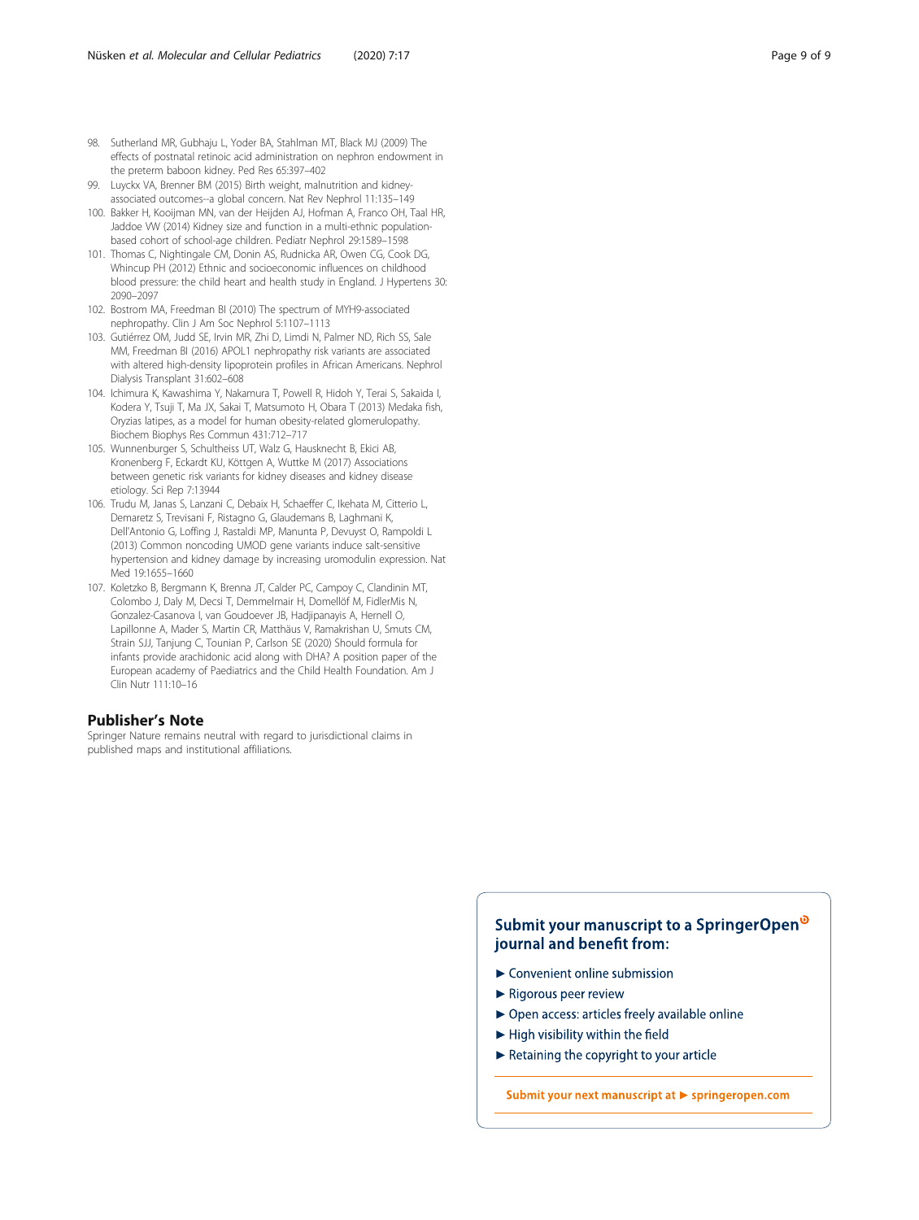98. Sutherland MR, Gubhaju L, Yoder BA, Stahlman MT, Black MJ (2009) The effects of postnatal retinoic acid administration on nephron endowment in the preterm baboon kidney. Ped Res 65:397–402
99. Luyckx VA, Brenner BM (2015) Birth weight, malnutrition and kidney-associated outcomes--a global concern. Nat Rev Nephrol 11:135–149
100. Bakker H, Kooijman MN, van der Heijden AJ, Hofman A, Franco OH, Taal HR, Jaddoe VW (2014) Kidney size and function in a multi-ethnic population-based cohort of school-age children. Pediatr Nephrol 29:1589–1598
101. Thomas C, Nightingale CM, Donin AS, Rudnicka AR, Owen CG, Cook DG, Whincup PH (2012) Ethnic and socioeconomic influences on childhood blood pressure: the child heart and health study in England. J Hypertens 30: 2090–2097
102. Bostrom MA, Freedman BI (2010) The spectrum of MYH9-associated nephropathy. Clin J Am Soc Nephrol 5:1107–1113
103. Gutiérrez OM, Judd SE, Irvin MR, Zhi D, Limdi N, Palmer ND, Rich SS, Sale MM, Freedman BI (2016) APOL1 nephropathy risk variants are associated with altered high-density lipoprotein profiles in African Americans. Nephrol Dialysis Transplant 31:602–608
104. Ichimura K, Kawashima Y, Nakamura T, Powell R, Hidoh Y, Terai S, Sakaida I, Kodera Y, Tsuji T, Ma JX, Sakai T, Matsumoto H, Obara T (2013) Medaka fish, Oryzias latipes, as a model for human obesity-related glomerulopathy. Biochem Biophys Res Commun 431:712–717
105. Wunnenburger S, Schultheiss UT, Walz G, Hausknecht B, Ekici AB, Kronenberg F, Eckardt KU, Köttgen A, Wuttke M (2017) Associations between genetic risk variants for kidney diseases and kidney disease etiology. Sci Rep 7:13944
106. Trudu M, Janas S, Lanzani C, Debaix H, Schaeffer C, Ikehata M, Citterio L, Demaretz S, Trevisani F, Ristagno G, Glaudemans B, Laghmani K, Dell'Antonio G, Loffing J, Rastaldi MP, Manunta P, Devuyst O, Rampoldi L (2013) Common noncoding UMOD gene variants induce salt-sensitive hypertension and kidney damage by increasing uromodulin expression. Nat Med 19:1655–1660
107. Koletzko B, Bergmann K, Brenna JT, Calder PC, Campoy C, Clandinin MT, Colombo J, Daly M, Decsi T, Demmelmair H, Domellöf M, FidlerMis N, Gonzalez-Casanova I, van Goudoever JB, Hadjipanayis A, Hernell O, Lapillonne A, Mader S, Martin CR, Matthäus V, Ramakrishan U, Smuts CM, Strain SJJ, Tanjung C, Tounian P, Carlson SE (2020) Should formula for infants provide arachidonic acid along with DHA? A position paper of the European academy of Paediatrics and the Child Health Foundation. Am J Clin Nutr 111:10–16

## Publisher's Note

Springer Nature remains neutral with regard to jurisdictional claims in published maps and institutional affiliations.

**Submit your manuscript to a SpringerOpen journal and benefit from:**

- ► Convenient online submission
- ► Rigorous peer review
- ► Open access: articles freely available online
- ► High visibility within the field
- ► Retaining the copyright to your article

**Submit your next manuscript at ► springeropen.com**